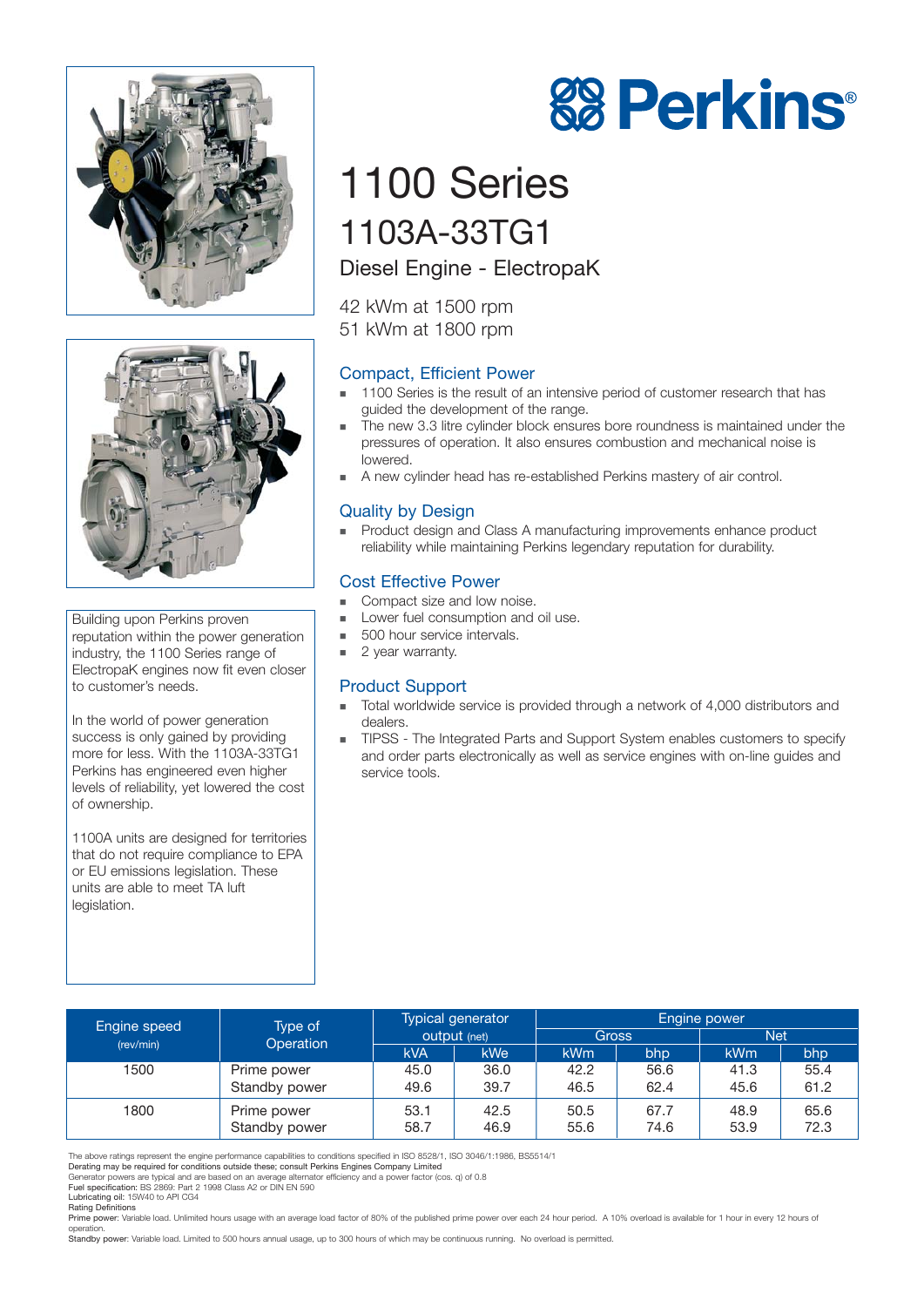# Perkins®

# 1100 Series

## 1103A-33TG1

### Diesel Engine - ElectropaK

42 kWm at 1500 rpm
51 kWm at 1800 rpm

Building upon Perkins proven reputation within the power generation industry, the 1100 Series range of ElectropaK engines now fit even closer to customer's needs.

In the world of power generation success is only gained by providing more for less. With the 1103A-33TG1 Perkins has engineered even higher levels of reliability, yet lowered the cost of ownership.

1100A units are designed for territories that do not require compliance to EPA or EU emissions legislation. These units are able to meet TA luft legislation.

### Compact, Efficient Power

- 1100 Series is the result of an intensive period of customer research that has guided the development of the range.
- The new 3.3 litre cylinder block ensures bore roundness is maintained under the pressures of operation. It also ensures combustion and mechanical noise is lowered.
- A new cylinder head has re-established Perkins mastery of air control.

### Quality by Design

- Product design and Class A manufacturing improvements enhance product reliability while maintaining Perkins legendary reputation for durability.

### Cost Effective Power

- Compact size and low noise.
- Lower fuel consumption and oil use.
- 500 hour service intervals.
- 2 year warranty.

### Product Support

- Total worldwide service is provided through a network of 4,000 distributors and dealers.
- TIPSS - The Integrated Parts and Support System enables customers to specify and order parts electronically as well as service engines with on-line guides and service tools.

| Engine speed (rev/min) | Type of Operation | Typical generator output (net) | | Engine power | | | |
|---|---|---|---|---|---|---|---|
| | | | | Gross | | Net | |
| | | kVA | kWe | kWm | bhp | kWm | bhp |
| 1500 | Prime power | 45.0 | 36.0 | 42.2 | 56.6 | 41.3 | 55.4 |
| | Standby power | 49.6 | 39.7 | 46.5 | 62.4 | 45.6 | 61.2 |
| 1800 | Prime power | 53.1 | 42.5 | 50.5 | 67.7 | 48.9 | 65.6 |
| | Standby power | 58.7 | 46.9 | 55.6 | 74.6 | 53.9 | 72.3 |

The above ratings represent the engine performance capabilities to conditions specified in ISO 8528/1, ISO 3046/1:1986, BS5514/1
Derating may be required for conditions outside these; consult Perkins Engines Company Limited
Generator powers are typical and are based on an average alternator efficiency and a power factor (cos. q) of 0.8
**Fuel specification:** BS 2869: Part 2 1998 Class A2 or DIN EN 590
**Lubricating oil:** 15W40 to API CG4
**Rating Definitions**
**Prime power:** Variable load. Unlimited hours usage with an average load factor of 80% of the published prime power over each 24 hour period. A 10% overload is available for 1 hour in every 12 hours of operation.
**Standby power:** Variable load. Limited to 500 hours annual usage, up to 300 hours of which may be continuous running. No overload is permitted.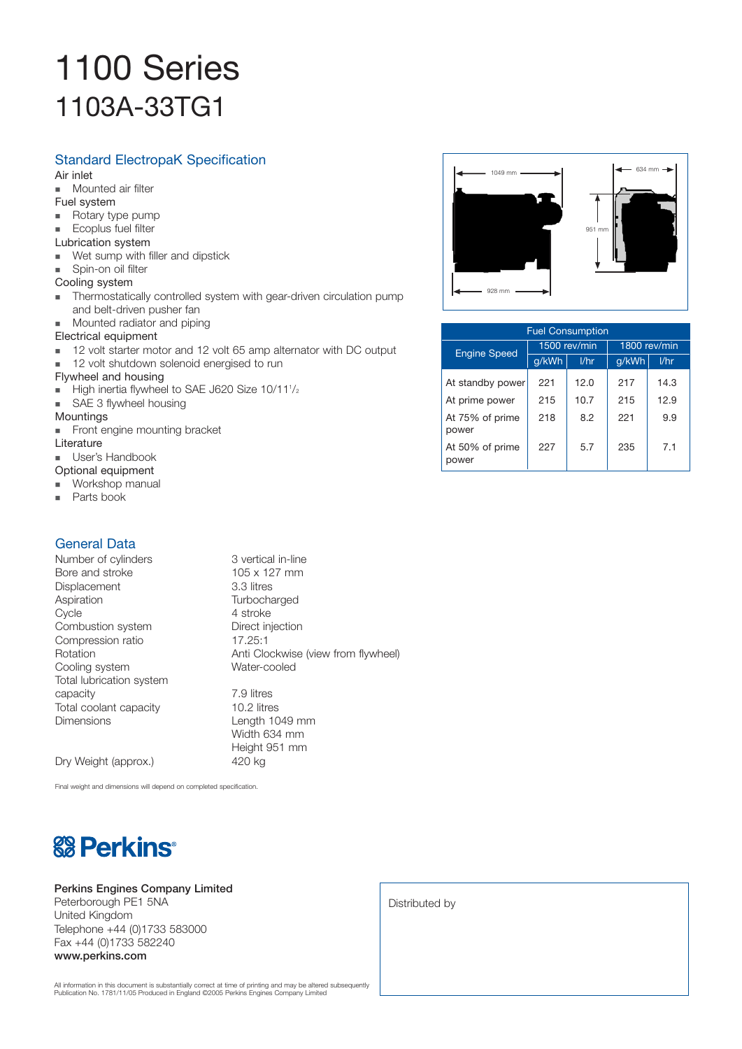# 1100 Series

## 1103A-33TG1

### Standard ElectropaK Specification

**Air inlet**

- Mounted air filter

**Fuel system**

- Rotary type pump
- Ecoplus fuel filter

**Lubrication system**

- Wet sump with filler and dipstick
- Spin-on oil filter

**Cooling system**

- Thermostatically controlled system with gear-driven circulation pump and belt-driven pusher fan
- Mounted radiator and piping

**Electrical equipment**

- 12 volt starter motor and 12 volt 65 amp alternator with DC output
- 12 volt shutdown solenoid energised to run

**Flywheel and housing**

- High inertia flywheel to SAE J620 Size 10/11½
- SAE 3 flywheel housing

**Mountings**

- Front engine mounting bracket

**Literature**

- User's Handbook

**Optional equipment**

- Workshop manual
- Parts book

1049 mm

634 mm

951 mm

928 mm

| Fuel Consumption | | | | |
|---|---|---|---|---|
| Engine Speed | 1500 rev/min | | 1800 rev/min | |
| | g/kWh | l/hr | g/kWh | l/hr |
| At standby power | 221 | 12.0 | 217 | 14.3 |
| At prime power | 215 | 10.7 | 215 | 12.9 |
| At 75% of prime power | 218 | 8.2 | 221 | 9.9 |
| At 50% of prime power | 227 | 5.7 | 235 | 7.1 |

### General Data

| | |
|---|---|
| Number of cylinders | 3 vertical in-line |
| Bore and stroke | 105 x 127 mm |
| Displacement | 3.3 litres |
| Aspiration | Turbocharged |
| Cycle | 4 stroke |
| Combustion system | Direct injection |
| Compression ratio | 17.25:1 |
| Rotation | Anti Clockwise (view from flywheel) |
| Cooling system | Water-cooled |
| Total lubrication system capacity | 7.9 litres |
| Total coolant capacity | 10.2 litres |
| Dimensions | Length 1049 mm<br>Width 634 mm<br>Height 951 mm |
| Dry Weight (approx.) | 420 kg |

Final weight and dimensions will depend on completed specification.

Perkins

**Perkins Engines Company Limited**
Peterborough PE1 5NA
United Kingdom
Telephone +44 (0)1733 583000
Fax +44 (0)1733 582240
**www.perkins.com**

Distributed by

All information in this document is substantially correct at time of printing and may be altered subsequently
Publication No. 1781/11/05 Produced in England ©2005 Perkins Engines Company Limited